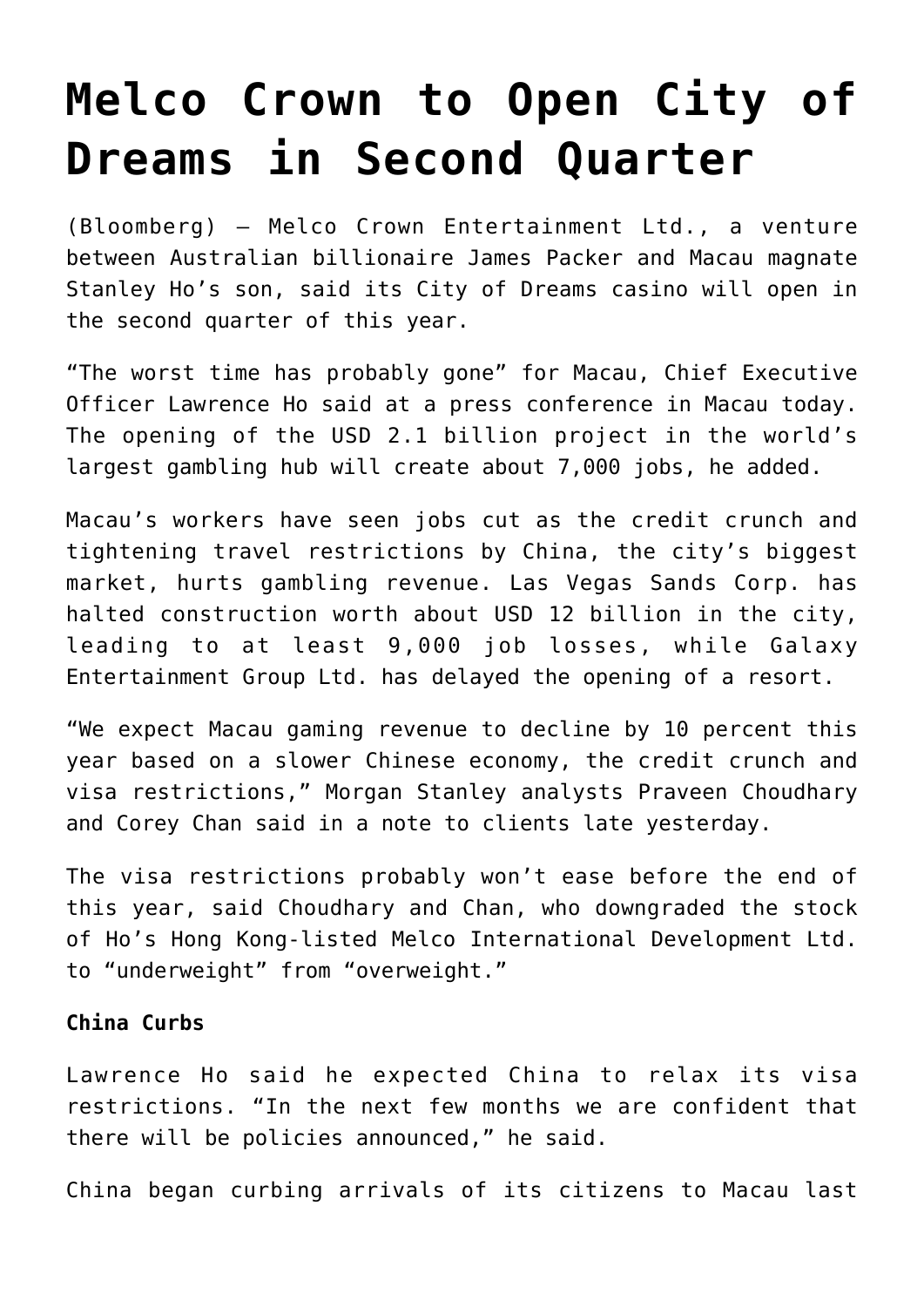# Melco Crown to Open City of Dreams in Second Quarter

(Bloomberg) – Melco Crown Entertainment Ltd., a venture between Australian billionaire James Packer and Macau magnate Stanley Ho's son, said its City of Dreams casino will open in the second quarter of this year.

"The worst time has probably gone" for Macau, Chief Executive Officer Lawrence Ho said at a press conference in Macau today. The opening of the USD 2.1 billion project in the world's largest gambling hub will create about 7,000 jobs, he added.

Macau's workers have seen jobs cut as the credit crunch and tightening travel restrictions by China, the city's biggest market, hurts gambling revenue. Las Vegas Sands Corp. has halted construction worth about USD 12 billion in the city, leading to at least 9,000 job losses, while Galaxy Entertainment Group Ltd. has delayed the opening of a resort.

"We expect Macau gaming revenue to decline by 10 percent this year based on a slower Chinese economy, the credit crunch and visa restrictions," Morgan Stanley analysts Praveen Choudhary and Corey Chan said in a note to clients late yesterday.

The visa restrictions probably won't ease before the end of this year, said Choudhary and Chan, who downgraded the stock of Ho's Hong Kong-listed Melco International Development Ltd. to "underweight" from "overweight."

**China Curbs**

Lawrence Ho said he expected China to relax its visa restrictions. "In the next few months we are confident that there will be policies announced," he said.

China began curbing arrivals of its citizens to Macau last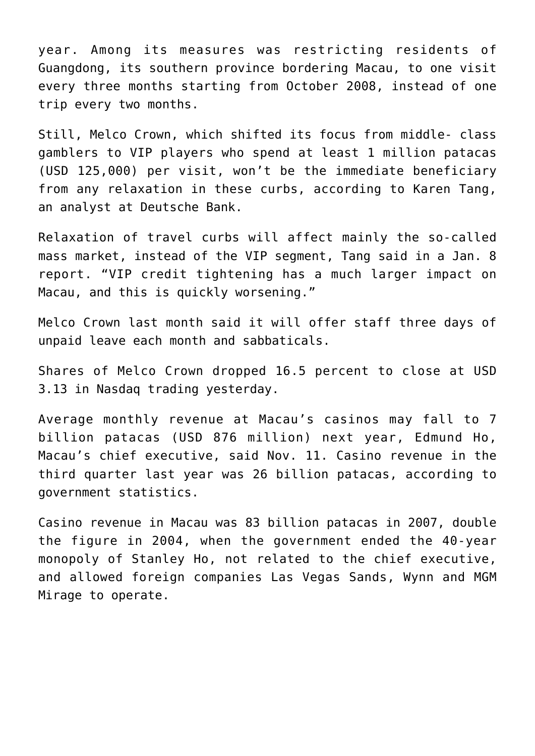year. Among its measures was restricting residents of Guangdong, its southern province bordering Macau, to one visit every three months starting from October 2008, instead of one trip every two months.

Still, Melco Crown, which shifted its focus from middle- class gamblers to VIP players who spend at least 1 million patacas (USD 125,000) per visit, won't be the immediate beneficiary from any relaxation in these curbs, according to Karen Tang, an analyst at Deutsche Bank.

Relaxation of travel curbs will affect mainly the so-called mass market, instead of the VIP segment, Tang said in a Jan. 8 report. "VIP credit tightening has a much larger impact on Macau, and this is quickly worsening."

Melco Crown last month said it will offer staff three days of unpaid leave each month and sabbaticals.

Shares of Melco Crown dropped 16.5 percent to close at USD 3.13 in Nasdaq trading yesterday.

Average monthly revenue at Macau's casinos may fall to 7 billion patacas (USD 876 million) next year, Edmund Ho, Macau's chief executive, said Nov. 11. Casino revenue in the third quarter last year was 26 billion patacas, according to government statistics.

Casino revenue in Macau was 83 billion patacas in 2007, double the figure in 2004, when the government ended the 40-year monopoly of Stanley Ho, not related to the chief executive, and allowed foreign companies Las Vegas Sands, Wynn and MGM Mirage to operate.